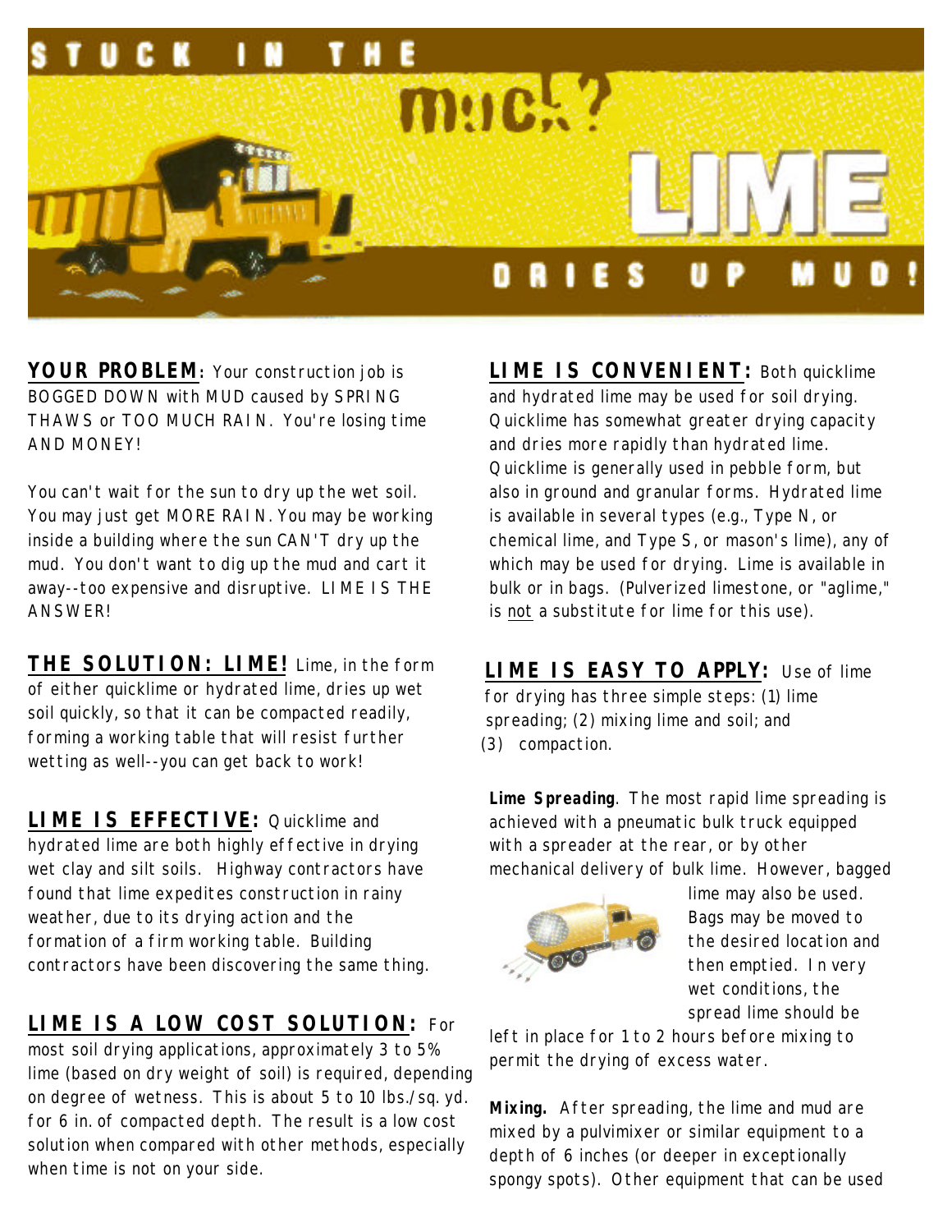# STUCK IN THE muck? LIME DRIES UP MUD!

**YOUR PROBLEM**: Your construction job is BOGGED DOWN with MUD caused by SPRING THAWS or TOO MUCH RAIN. You're losing time AND MONEY!

You can't wait for the sun to dry up the wet soil. You may just get MORE RAIN. You may be working inside a building where the sun CAN'T dry up the mud. You don't want to dig up the mud and cart it away--too expensive and disruptive. LIME IS THE ANSWER!

**THE SOLUTION: LIME!** Lime, in the form of either quicklime or hydrated lime, dries up wet soil quickly, so that it can be compacted readily, forming a working table that will resist further wetting as well--you can get back to work!

**LIME IS EFFECTIVE:** Quicklime and hydrated lime are both highly effective in drying wet clay and silt soils. Highway contractors have found that lime expedites construction in rainy weather, due to its drying action and the formation of a firm working table. Building contractors have been discovering the same thing.

**LIME IS A LOW COST SOLUTION:** For most soil drying applications, approximately 3 to 5% lime (based on dry weight of soil) is required, depending on degree of wetness. This is about 5 to 10 lbs./sq. yd. for 6 in. of compacted depth. The result is a low cost solution when compared with other methods, especially when time is not on your side.

**LIME IS CONVENIENT:** Both quicklime and hydrated lime may be used for soil drying. Quicklime has somewhat greater drying capacity and dries more rapidly than hydrated lime. Quicklime is generally used in pebble form, but also in ground and granular forms. Hydrated lime is available in several types (e.g., Type N, or chemical lime, and Type S, or mason's lime), any of which may be used for drying. Lime is available in bulk or in bags. (Pulverized limestone, or "aglime," is not a substitute for lime for this use).

**LIME IS EASY TO APPLY:** Use of lime for drying has three simple steps: (1) lime spreading; (2) mixing lime and soil; and (3) compaction.

**Lime Spreading**. The most rapid lime spreading is achieved with a pneumatic bulk truck equipped with a spreader at the rear, or by other mechanical delivery of bulk lime. However, bagged lime may also be used. Bags may be moved to the desired location and then emptied. In very wet conditions, the spread lime should be left in place for 1 to 2 hours before mixing to permit the drying of excess water.

**Mixing.** After spreading, the lime and mud are mixed by a pulvimixer or similar equipment to a depth of 6 inches (or deeper in exceptionally spongy spots). Other equipment that can be used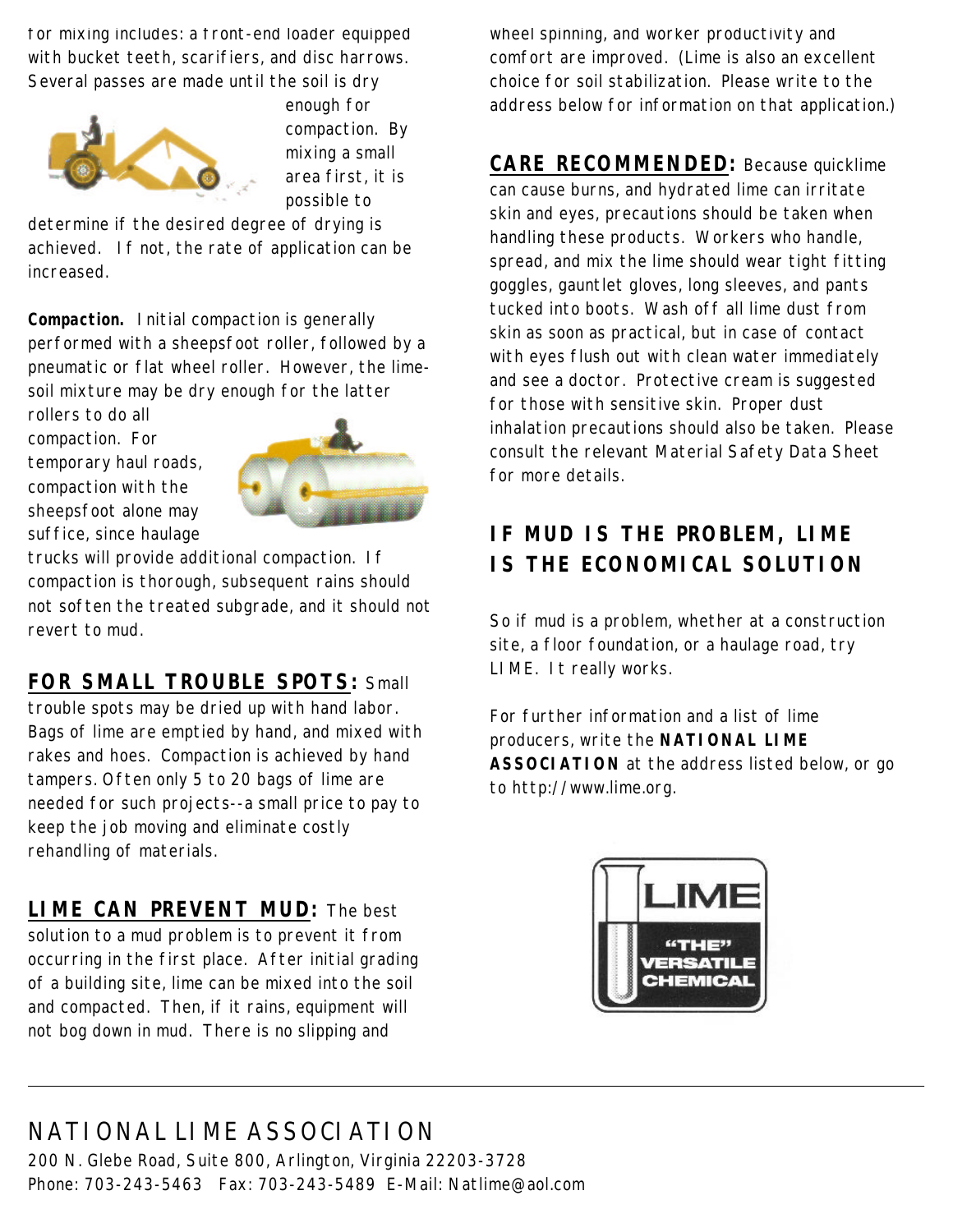for mixing includes: a front-end loader equipped with bucket teeth, scarifiers, and disc harrows. Several passes are made until the soil is dry enough for compaction. By mixing a small area first, it is possible to determine if the desired degree of drying is achieved. If not, the rate of application can be increased.

**Compaction.** Initial compaction is generally performed with a sheepsfoot roller, followed by a pneumatic or flat wheel roller. However, the lime-soil mixture may be dry enough for the latter rollers to do all compaction. For temporary haul roads, compaction with the sheepsfoot alone may suffice, since haulage trucks will provide additional compaction. If compaction is thorough, subsequent rains should not soften the treated subgrade, and it should not revert to mud.

**FOR SMALL TROUBLE SPOTS:** Small trouble spots may be dried up with hand labor. Bags of lime are emptied by hand, and mixed with rakes and hoes. Compaction is achieved by hand tampers. Often only 5 to 20 bags of lime are needed for such projects--a small price to pay to keep the job moving and eliminate costly rehandling of materials.

**LIME CAN PREVENT MUD:** The best solution to a mud problem is to prevent it from occurring in the first place. After initial grading of a building site, lime can be mixed into the soil and compacted. Then, if it rains, equipment will not bog down in mud. There is no slipping and wheel spinning, and worker productivity and comfort are improved. (Lime is also an excellent choice for soil stabilization. Please write to the address below for information on that application.)

**CARE RECOMMENDED:** Because quicklime can cause burns, and hydrated lime can irritate skin and eyes, precautions should be taken when handling these products. Workers who handle, spread, and mix the lime should wear tight fitting goggles, gauntlet gloves, long sleeves, and pants tucked into boots. Wash off all lime dust from skin as soon as practical, but in case of contact with eyes flush out with clean water immediately and see a doctor. Protective cream is suggested for those with sensitive skin. Proper dust inhalation precautions should also be taken. Please consult the relevant Material Safety Data Sheet for more details.

## IF MUD IS THE PROBLEM, LIME IS THE ECONOMICAL SOLUTION

So if mud is a problem, whether at a construction site, a floor foundation, or a haulage road, try LIME. It really works.

For further information and a list of lime producers, write the **NATIONAL LIME ASSOCIATION** at the address listed below, or go to http://www.lime.org.

LIME "THE" VERSATILE CHEMICAL

## NATIONAL LIME ASSOCIATION

200 N. Glebe Road, Suite 800, Arlington, Virginia 22203-3728
Phone: 703-243-5463 Fax: 703-243-5489 E-Mail: Natlime@aol.com